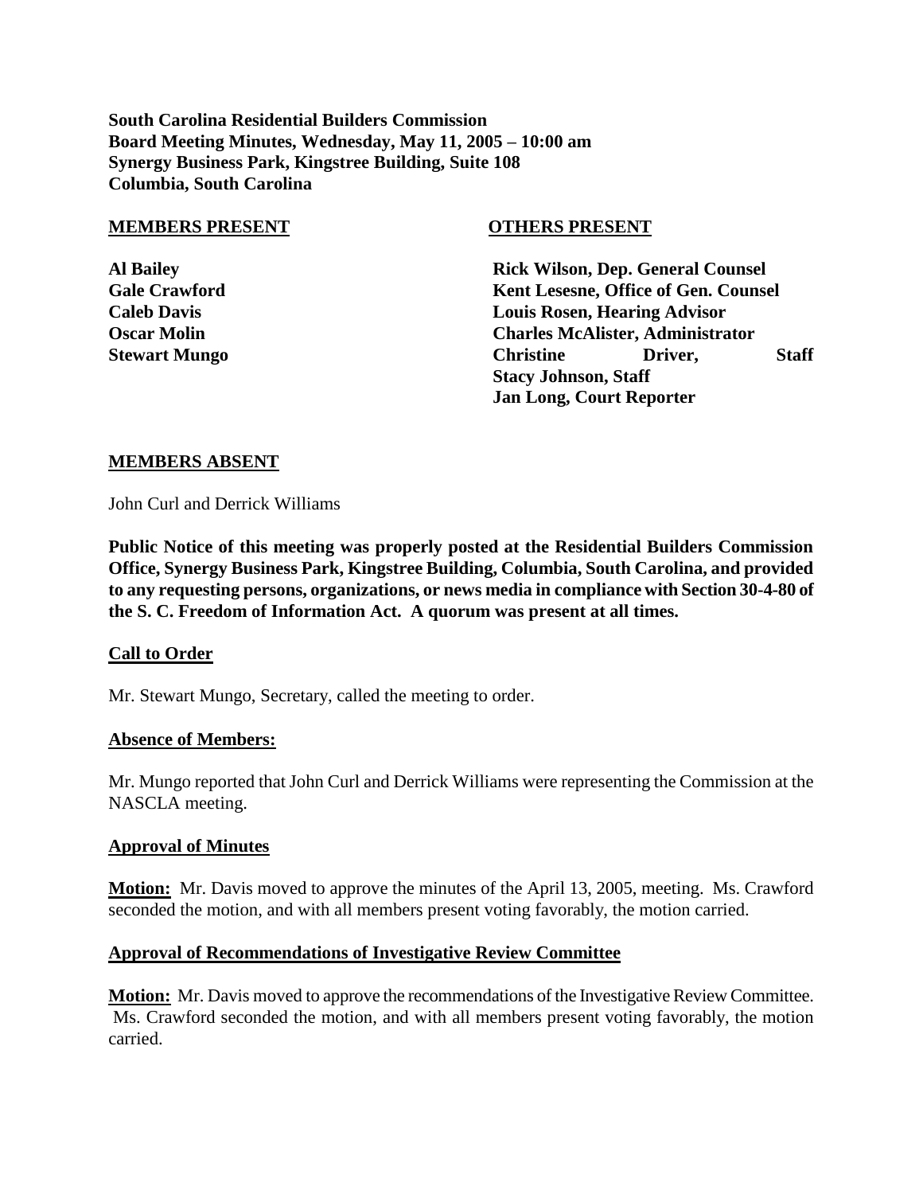**South Carolina Residential Builders Commission**
**Board Meeting Minutes, Wednesday, May 11, 2005 – 10:00 am**
**Synergy Business Park, Kingstree Building, Suite 108**
**Columbia, South Carolina**

| **MEMBERS PRESENT** | **OTHERS PRESENT** |
|---|---|
| **Al Bailey** | **Rick Wilson, Dep. General Counsel** |
| **Gale Crawford** | **Kent Lesesne, Office of Gen. Counsel** |
| **Caleb Davis** | **Louis Rosen, Hearing Advisor** |
| **Oscar Molin** | **Charles McAlister, Administrator** |
| **Stewart Mungo** | **Christine Driver, Staff** |
| | **Stacy Johnson, Staff** |
| | **Jan Long, Court Reporter** |

## MEMBERS ABSENT

John Curl and Derrick Williams

**Public Notice of this meeting was properly posted at the Residential Builders Commission Office, Synergy Business Park, Kingstree Building, Columbia, South Carolina, and provided to any requesting persons, organizations, or news media in compliance with Section 30-4-80 of the S. C. Freedom of Information Act. A quorum was present at all times.**

## Call to Order

Mr. Stewart Mungo, Secretary, called the meeting to order.

## Absence of Members:

Mr. Mungo reported that John Curl and Derrick Williams were representing the Commission at the NASCLA meeting.

## Approval of Minutes

**Motion:** Mr. Davis moved to approve the minutes of the April 13, 2005, meeting. Ms. Crawford seconded the motion, and with all members present voting favorably, the motion carried.

## Approval of Recommendations of Investigative Review Committee

**Motion:** Mr. Davis moved to approve the recommendations of the Investigative Review Committee. Ms. Crawford seconded the motion, and with all members present voting favorably, the motion carried.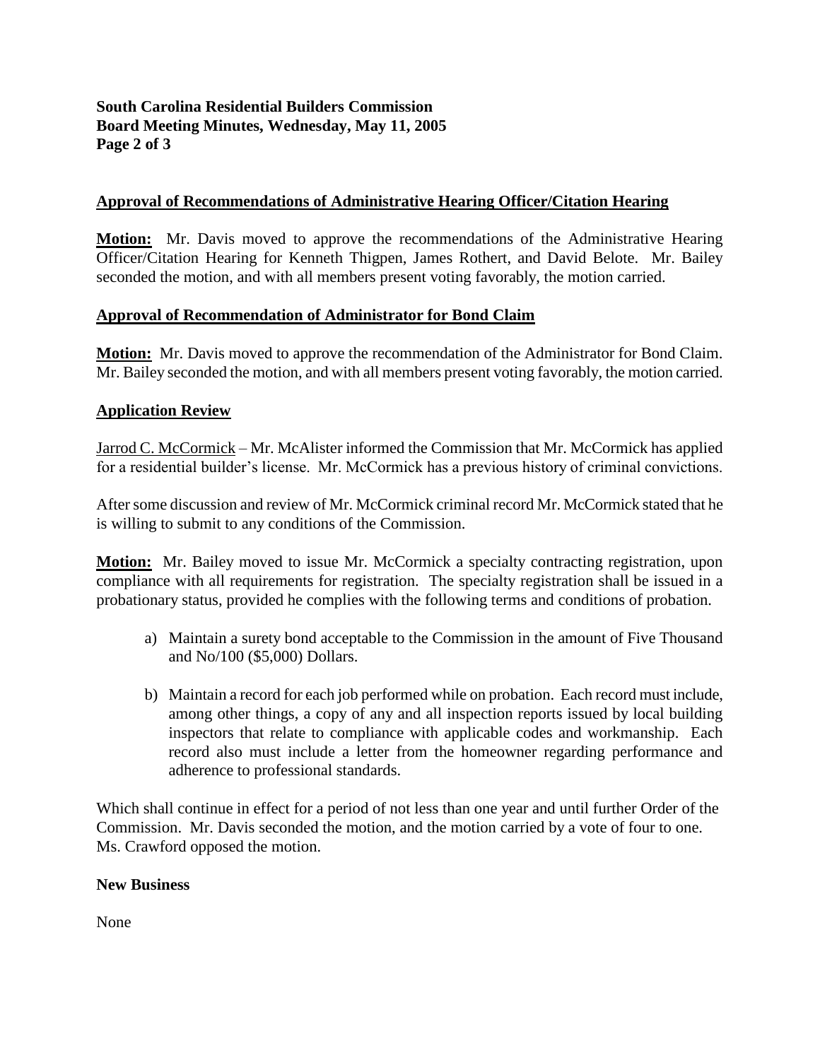## Approval of Recommendations of Administrative Hearing Officer/Citation Hearing

**Motion:** Mr. Davis moved to approve the recommendations of the Administrative Hearing Officer/Citation Hearing for Kenneth Thigpen, James Rothert, and David Belote. Mr. Bailey seconded the motion, and with all members present voting favorably, the motion carried.

## Approval of Recommendation of Administrator for Bond Claim

**Motion:** Mr. Davis moved to approve the recommendation of the Administrator for Bond Claim. Mr. Bailey seconded the motion, and with all members present voting favorably, the motion carried.

## Application Review

Jarrod C. McCormick – Mr. McAlister informed the Commission that Mr. McCormick has applied for a residential builder's license. Mr. McCormick has a previous history of criminal convictions.

After some discussion and review of Mr. McCormick criminal record Mr. McCormick stated that he is willing to submit to any conditions of the Commission.

**Motion:** Mr. Bailey moved to issue Mr. McCormick a specialty contracting registration, upon compliance with all requirements for registration. The specialty registration shall be issued in a probationary status, provided he complies with the following terms and conditions of probation.

a) Maintain a surety bond acceptable to the Commission in the amount of Five Thousand and No/100 ($5,000) Dollars.

b) Maintain a record for each job performed while on probation. Each record must include, among other things, a copy of any and all inspection reports issued by local building inspectors that relate to compliance with applicable codes and workmanship. Each record also must include a letter from the homeowner regarding performance and adherence to professional standards.

Which shall continue in effect for a period of not less than one year and until further Order of the Commission. Mr. Davis seconded the motion, and the motion carried by a vote of four to one. Ms. Crawford opposed the motion.

**New Business**

None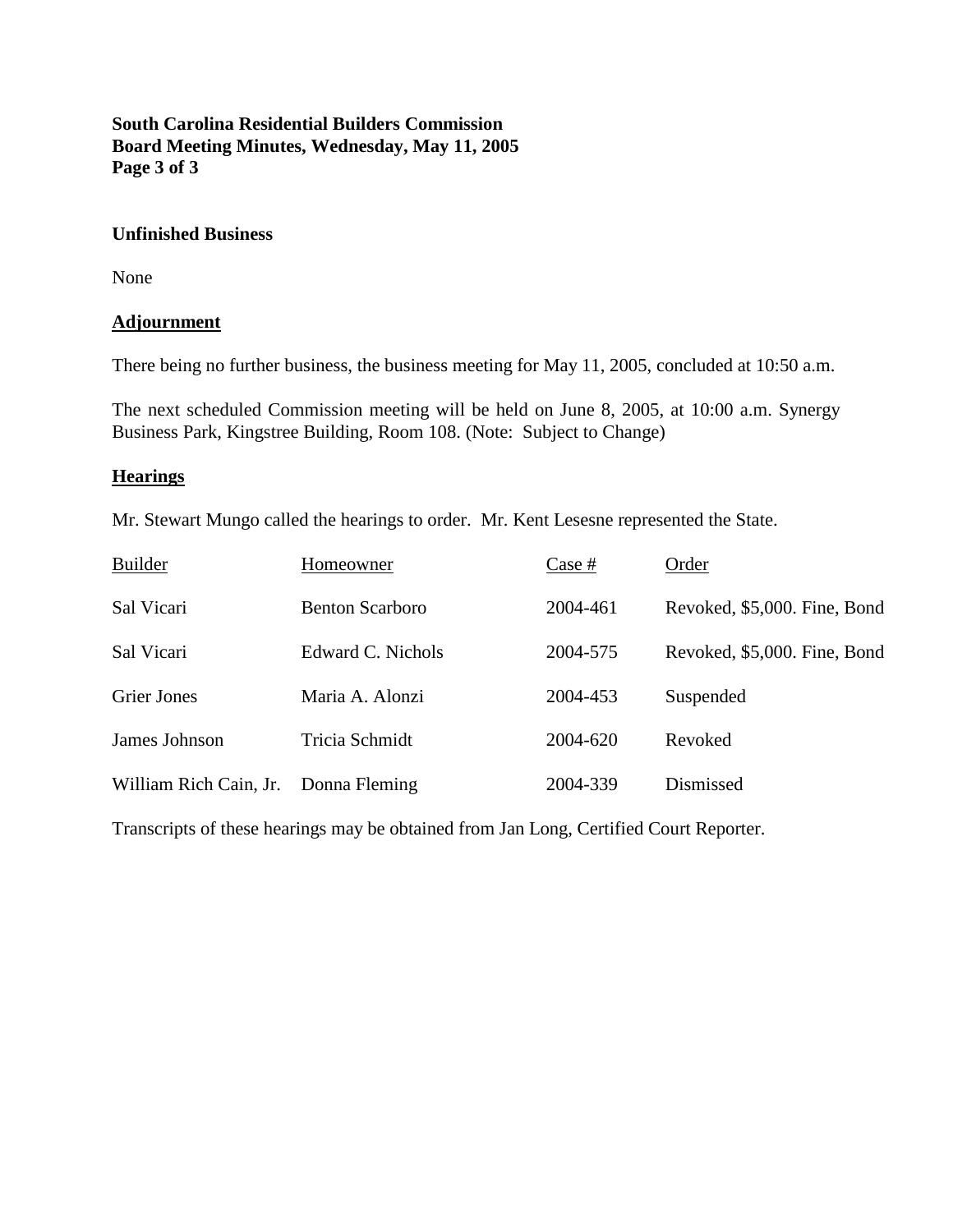## Unfinished Business

None

## Adjournment

There being no further business, the business meeting for May 11, 2005, concluded at 10:50 a.m.

The next scheduled Commission meeting will be held on June 8, 2005, at 10:00 a.m. Synergy Business Park, Kingstree Building, Room 108. (Note: Subject to Change)

## Hearings

Mr. Stewart Mungo called the hearings to order. Mr. Kent Lesesne represented the State.

| Builder | Homeowner | Case # | Order |
| --- | --- | --- | --- |
| Sal Vicari | Benton Scarboro | 2004-461 | Revoked, $5,000. Fine, Bond |
| Sal Vicari | Edward C. Nichols | 2004-575 | Revoked, $5,000. Fine, Bond |
| Grier Jones | Maria A. Alonzi | 2004-453 | Suspended |
| James Johnson | Tricia Schmidt | 2004-620 | Revoked |
| William Rich Cain, Jr. | Donna Fleming | 2004-339 | Dismissed |

Transcripts of these hearings may be obtained from Jan Long, Certified Court Reporter.